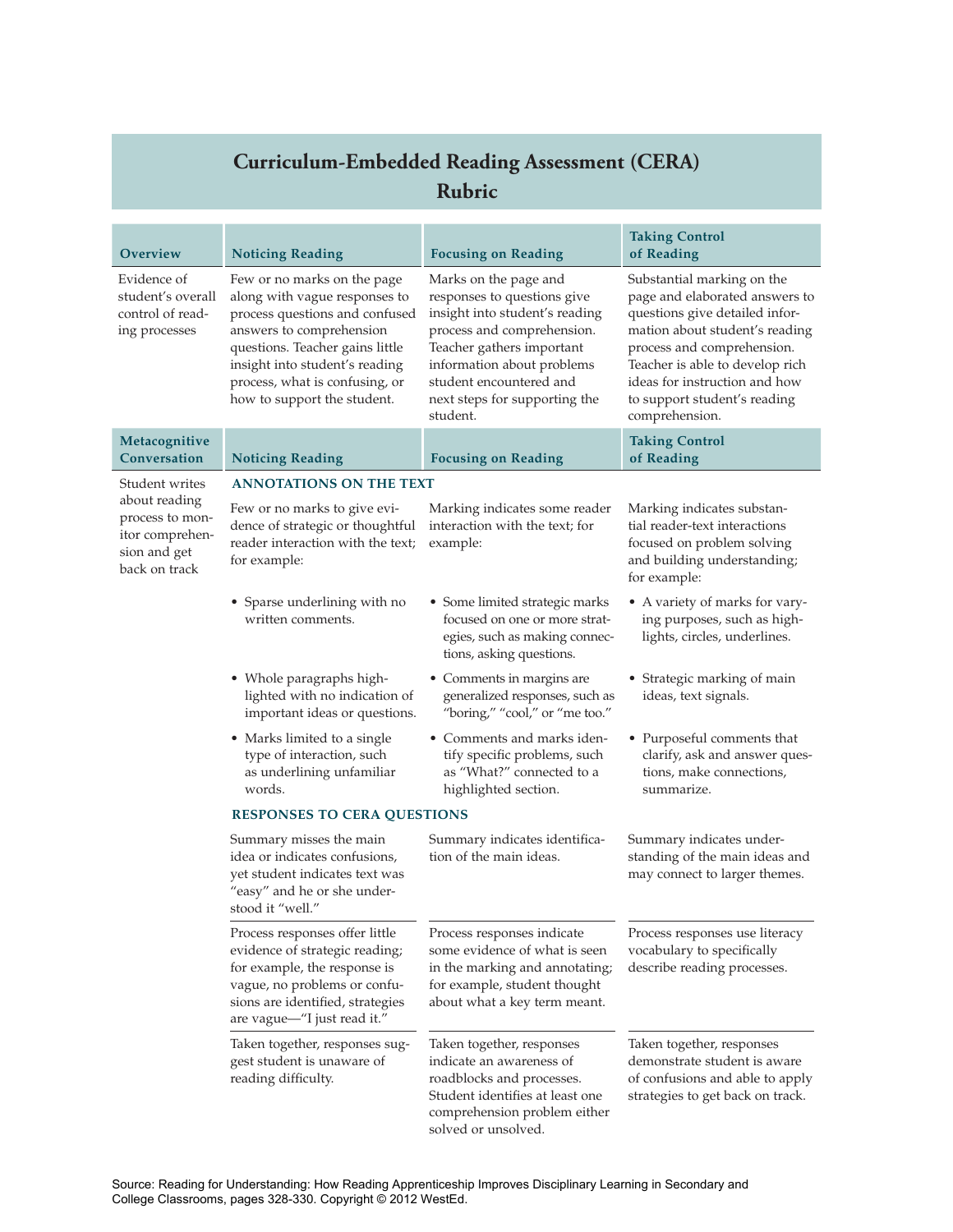# Curriculum-Embedded Reading Assessment (CERA) Rubric

| Overview | Noticing Reading | Focusing on Reading | Taking Control of Reading |
|---|---|---|---|
| Evidence of student's overall control of reading processes | Few or no marks on the page along with vague responses to process questions and confused answers to comprehension questions. Teacher gains little insight into student's reading process, what is confusing, or how to support the student. | Marks on the page and responses to questions give insight into student's reading process and comprehension. Teacher gathers important information about problems student encountered and next steps for supporting the student. | Substantial marking on the page and elaborated answers to questions give detailed information about student's reading process and comprehension. Teacher is able to develop rich ideas for instruction and how to support student's reading comprehension. |

| Metacognitive Conversation | Noticing Reading | Focusing on Reading | Taking Control of Reading |
|---|---|---|---|
| Student writes about reading process to monitor comprehension and get back on track | **ANNOTATIONS ON THE TEXT** | | |
| | Few or no marks to give evidence of strategic or thoughtful reader interaction with the text; for example: | Marking indicates some reader interaction with the text; for example: | Marking indicates substantial reader-text interactions focused on problem solving and building understanding; for example: |
| | • Sparse underlining with no written comments. | • Some limited strategic marks focused on one or more strategies, such as making connections, asking questions. | • A variety of marks for varying purposes, such as highlights, circles, underlines. |
| | • Whole paragraphs highlighted with no indication of important ideas or questions. | • Comments in margins are generalized responses, such as "boring," "cool," or "me too." | • Strategic marking of main ideas, text signals. |
| | • Marks limited to a single type of interaction, such as underlining unfamiliar words. | • Comments and marks identify specific problems, such as "What?" connected to a highlighted section. | • Purposeful comments that clarify, ask and answer questions, make connections, summarize. |
| | **RESPONSES TO CERA QUESTIONS** | | |
| | Summary misses the main idea or indicates confusions, yet student indicates text was "easy" and he or she understood it "well." | Summary indicates identification of the main ideas. | Summary indicates understanding of the main ideas and may connect to larger themes. |
| | Process responses offer little evidence of strategic reading; for example, the response is vague, no problems or confusions are identified, strategies are vague—"I just read it." | Process responses indicate some evidence of what is seen in the marking and annotating; for example, student thought about what a key term meant. | Process responses use literacy vocabulary to specifically describe reading processes. |
| | Taken together, responses suggest student is unaware of reading difficulty. | Taken together, responses indicate an awareness of roadblocks and processes. Student identifies at least one comprehension problem either solved or unsolved. | Taken together, responses demonstrate student is aware of confusions and able to apply strategies to get back on track. |

Source: Reading for Understanding: How Reading Apprenticeship Improves Disciplinary Learning in Secondary and College Classrooms, pages 328-330. Copyright © 2012 WestEd.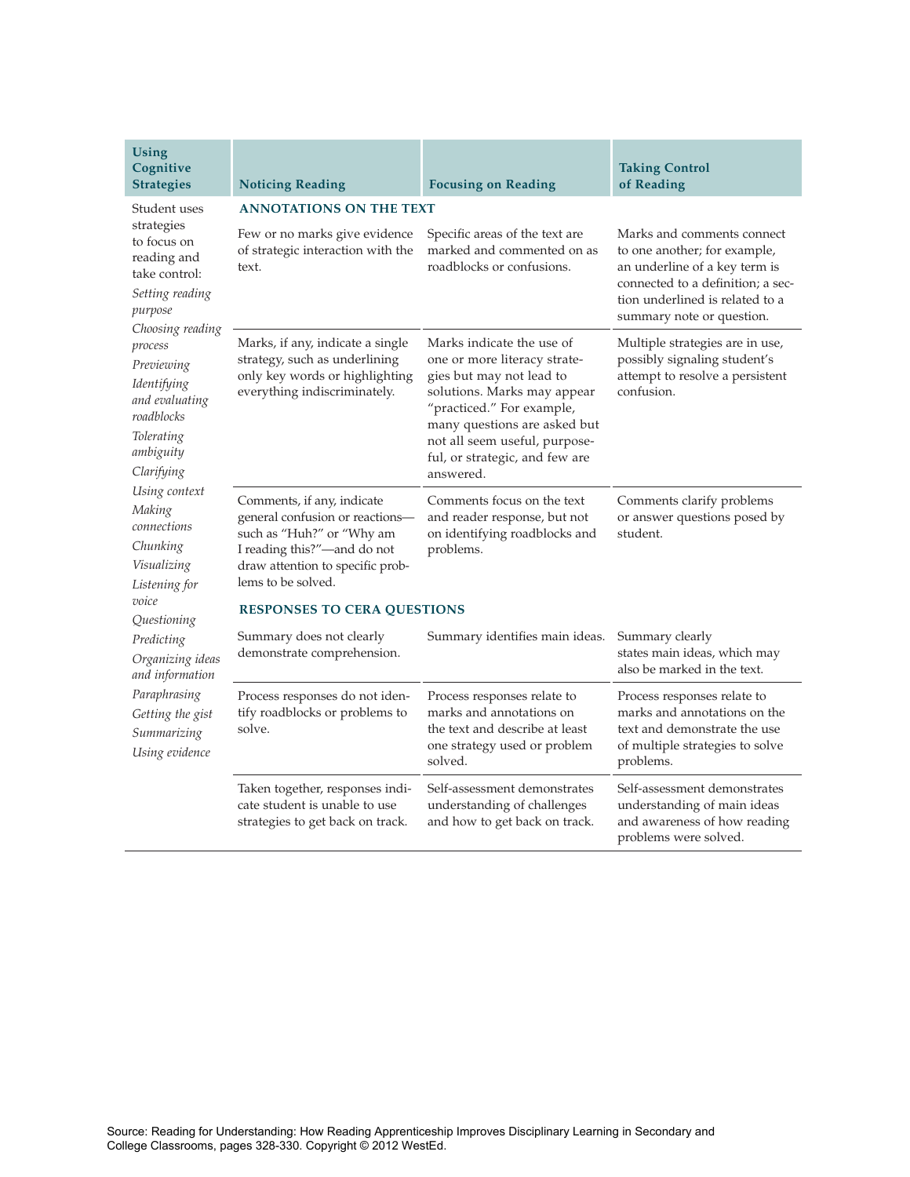| Using Cognitive Strategies | Noticing Reading | Focusing on Reading | Taking Control of Reading |
|---|---|---|---|
| Student uses strategies to focus on reading and take control: *Setting reading purpose* *Choosing reading process* *Previewing* *Identifying and evaluating roadblocks* *Tolerating ambiguity* *Clarifying* *Using context* *Making connections* *Chunking* *Visualizing* *Listening for voice* *Questioning* *Predicting* *Organizing ideas and information* *Paraphrasing* *Getting the gist* *Summarizing* *Using evidence* | **ANNOTATIONS ON THE TEXT** | | |
| | Few or no marks give evidence of strategic interaction with the text. | Specific areas of the text are marked and commented on as roadblocks or confusions. | Marks and comments connect to one another; for example, an underline of a key term is connected to a definition; a section underlined is related to a summary note or question. |
| | Marks, if any, indicate a single strategy, such as underlining only key words or highlighting everything indiscriminately. | Marks indicate the use of one or more literacy strategies but may not lead to solutions. Marks may appear "practiced." For example, many questions are asked but not all seem useful, purposeful, or strategic, and few are answered. | Multiple strategies are in use, possibly signaling student's attempt to resolve a persistent confusion. |
| | Comments, if any, indicate general confusion or reactions—such as "Huh?" or "Why am I reading this?"—and do not draw attention to specific problems to be solved. | Comments focus on the text and reader response, but not on identifying roadblocks and problems. | Comments clarify problems or answer questions posed by student. |
| | **RESPONSES TO CERA QUESTIONS** | | |
| | Summary does not clearly demonstrate comprehension. | Summary identifies main ideas. | Summary clearly states main ideas, which may also be marked in the text. |
| | Process responses do not identify roadblocks or problems to solve. | Process responses relate to marks and annotations on the text and describe at least one strategy used or problem solved. | Process responses relate to marks and annotations on the text and demonstrate the use of multiple strategies to solve problems. |
| | Taken together, responses indicate student is unable to use strategies to get back on track. | Self-assessment demonstrates understanding of challenges and how to get back on track. | Self-assessment demonstrates understanding of main ideas and awareness of how reading problems were solved. |

Source: Reading for Understanding: How Reading Apprenticeship Improves Disciplinary Learning in Secondary and College Classrooms, pages 328-330. Copyright © 2012 WestEd.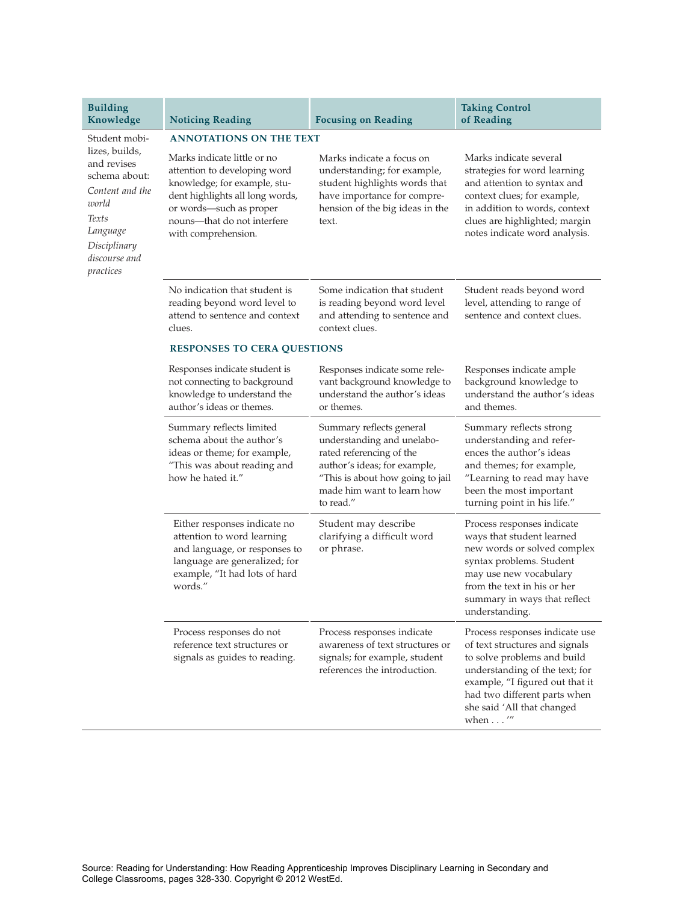| Building Knowledge | Noticing Reading | Focusing on Reading | Taking Control of Reading |
|---|---|---|---|
| Student mobilizes, builds, and revises schema about: *Content and the world* *Texts* *Language* *Disciplinary discourse and practices* | **ANNOTATIONS ON THE TEXT** | | |
| | Marks indicate little or no attention to developing word knowledge; for example, student highlights all long words, or words—such as proper nouns—that do not interfere with comprehension. | Marks indicate a focus on understanding; for example, student highlights words that have importance for comprehension of the big ideas in the text. | Marks indicate several strategies for word learning and attention to syntax and context clues; for example, in addition to words, context clues are highlighted; margin notes indicate word analysis. |
| | No indication that student is reading beyond word level to attend to sentence and context clues. | Some indication that student is reading beyond word level and attending to sentence and context clues. | Student reads beyond word level, attending to range of sentence and context clues. |
| | **RESPONSES TO CERA QUESTIONS** | | |
| | Responses indicate student is not connecting to background knowledge to understand the author's ideas or themes. | Responses indicate some relevant background knowledge to understand the author's ideas or themes. | Responses indicate ample background knowledge to understand the author's ideas and themes. |
| | Summary reflects limited schema about the author's ideas or theme; for example, "This was about reading and how he hated it." | Summary reflects general understanding and unelaborated referencing of the author's ideas; for example, "This is about how going to jail made him want to learn how to read." | Summary reflects strong understanding and references the author's ideas and themes; for example, "Learning to read may have been the most important turning point in his life." |
| | Either responses indicate no attention to word learning and language, or responses to language are generalized; for example, "It had lots of hard words." | Student may describe clarifying a difficult word or phrase. | Process responses indicate ways that student learned new words or solved complex syntax problems. Student may use new vocabulary from the text in his or her summary in ways that reflect understanding. |
| | Process responses do not reference text structures or signals as guides to reading. | Process responses indicate awareness of text structures or signals; for example, student references the introduction. | Process responses indicate use of text structures and signals to solve problems and build understanding of the text; for example, "I figured out that it had two different parts when she said 'All that changed when . . .'" |

Source: Reading for Understanding: How Reading Apprenticeship Improves Disciplinary Learning in Secondary and College Classrooms, pages 328-330. Copyright © 2012 WestEd.